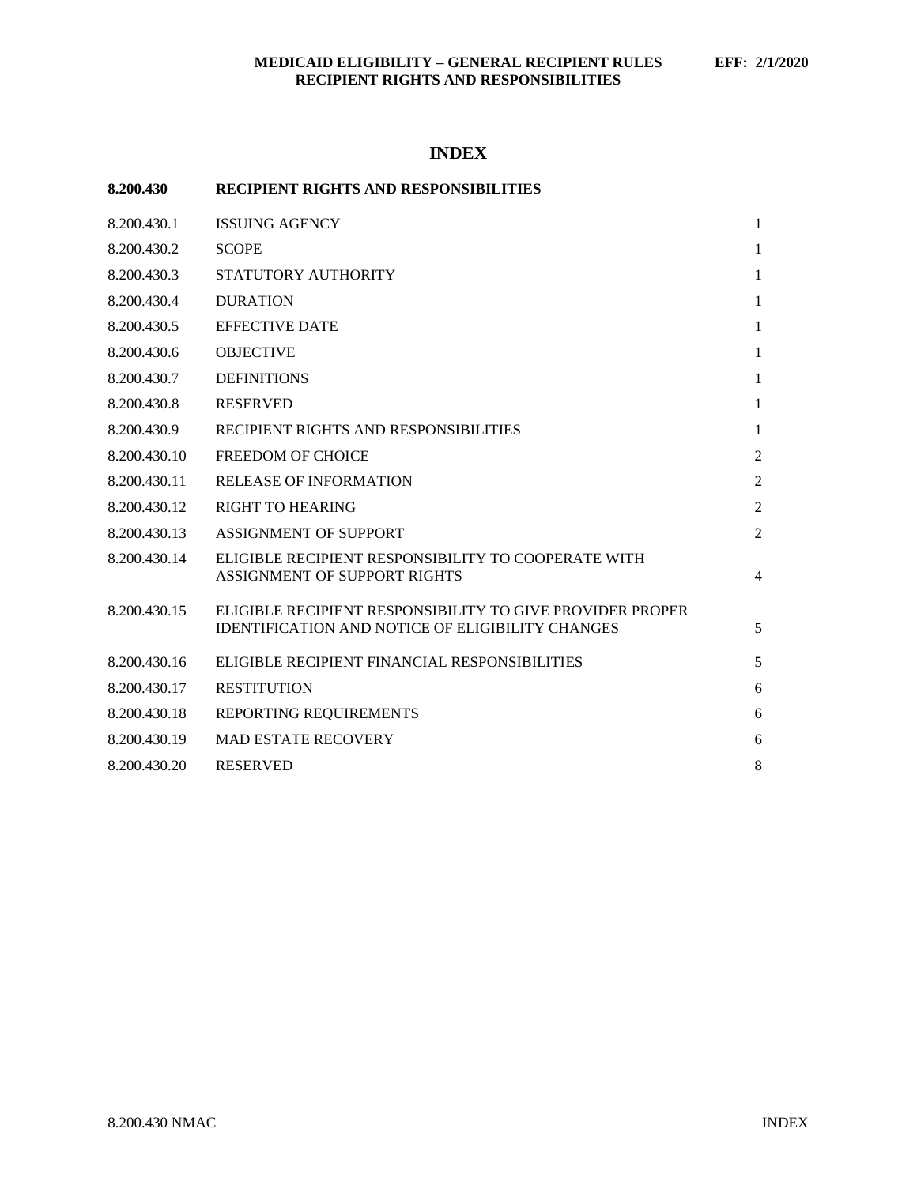# INDEX

| 8.200.430 | RECIPIENT RIGHTS AND RESPONSIBILITIES | |
|---|---|---|
| 8.200.430.1 | ISSUING AGENCY | 1 |
| 8.200.430.2 | SCOPE | 1 |
| 8.200.430.3 | STATUTORY AUTHORITY | 1 |
| 8.200.430.4 | DURATION | 1 |
| 8.200.430.5 | EFFECTIVE DATE | 1 |
| 8.200.430.6 | OBJECTIVE | 1 |
| 8.200.430.7 | DEFINITIONS | 1 |
| 8.200.430.8 | RESERVED | 1 |
| 8.200.430.9 | RECIPIENT RIGHTS AND RESPONSIBILITIES | 1 |
| 8.200.430.10 | FREEDOM OF CHOICE | 2 |
| 8.200.430.11 | RELEASE OF INFORMATION | 2 |
| 8.200.430.12 | RIGHT TO HEARING | 2 |
| 8.200.430.13 | ASSIGNMENT OF SUPPORT | 2 |
| 8.200.430.14 | ELIGIBLE RECIPIENT RESPONSIBILITY TO COOPERATE WITH ASSIGNMENT OF SUPPORT RIGHTS | 4 |
| 8.200.430.15 | ELIGIBLE RECIPIENT RESPONSIBILITY TO GIVE PROVIDER PROPER IDENTIFICATION AND NOTICE OF ELIGIBILITY CHANGES | 5 |
| 8.200.430.16 | ELIGIBLE RECIPIENT FINANCIAL RESPONSIBILITIES | 5 |
| 8.200.430.17 | RESTITUTION | 6 |
| 8.200.430.18 | REPORTING REQUIREMENTS | 6 |
| 8.200.430.19 | MAD ESTATE RECOVERY | 6 |
| 8.200.430.20 | RESERVED | 8 |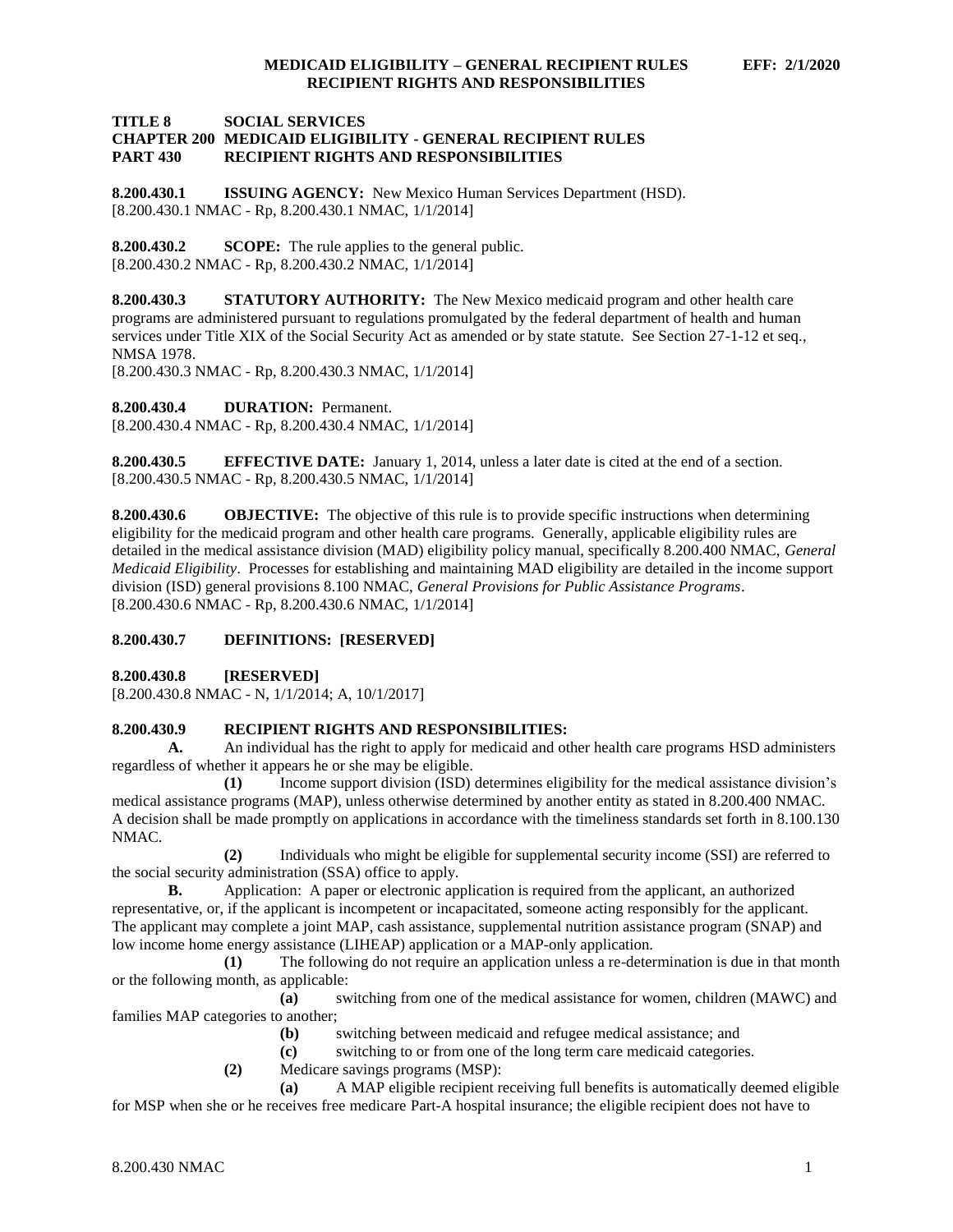# TITLE 8 SOCIAL SERVICES
# CHAPTER 200 MEDICAID ELIGIBILITY - GENERAL RECIPIENT RULES
# PART 430 RECIPIENT RIGHTS AND RESPONSIBILITIES

**8.200.430.1 ISSUING AGENCY:** New Mexico Human Services Department (HSD).
[8.200.430.1 NMAC - Rp, 8.200.430.1 NMAC, 1/1/2014]

**8.200.430.2 SCOPE:** The rule applies to the general public.
[8.200.430.2 NMAC - Rp, 8.200.430.2 NMAC, 1/1/2014]

**8.200.430.3 STATUTORY AUTHORITY:** The New Mexico medicaid program and other health care programs are administered pursuant to regulations promulgated by the federal department of health and human services under Title XIX of the Social Security Act as amended or by state statute. See Section 27-1-12 et seq., NMSA 1978.
[8.200.430.3 NMAC - Rp, 8.200.430.3 NMAC, 1/1/2014]

**8.200.430.4 DURATION:** Permanent.
[8.200.430.4 NMAC - Rp, 8.200.430.4 NMAC, 1/1/2014]

**8.200.430.5 EFFECTIVE DATE:** January 1, 2014, unless a later date is cited at the end of a section.
[8.200.430.5 NMAC - Rp, 8.200.430.5 NMAC, 1/1/2014]

**8.200.430.6 OBJECTIVE:** The objective of this rule is to provide specific instructions when determining eligibility for the medicaid program and other health care programs. Generally, applicable eligibility rules are detailed in the medical assistance division (MAD) eligibility policy manual, specifically 8.200.400 NMAC, *General Medicaid Eligibility*. Processes for establishing and maintaining MAD eligibility are detailed in the income support division (ISD) general provisions 8.100 NMAC, *General Provisions for Public Assistance Programs*.
[8.200.430.6 NMAC - Rp, 8.200.430.6 NMAC, 1/1/2014]

**8.200.430.7 DEFINITIONS: [RESERVED]**

**8.200.430.8 [RESERVED]**
[8.200.430.8 NMAC - N, 1/1/2014; A, 10/1/2017]

**8.200.430.9 RECIPIENT RIGHTS AND RESPONSIBILITIES:**

**A.** An individual has the right to apply for medicaid and other health care programs HSD administers regardless of whether it appears he or she may be eligible.

**(1)** Income support division (ISD) determines eligibility for the medical assistance division's medical assistance programs (MAP), unless otherwise determined by another entity as stated in 8.200.400 NMAC. A decision shall be made promptly on applications in accordance with the timeliness standards set forth in 8.100.130 NMAC.

**(2)** Individuals who might be eligible for supplemental security income (SSI) are referred to the social security administration (SSA) office to apply.

**B.** Application: A paper or electronic application is required from the applicant, an authorized representative, or, if the applicant is incompetent or incapacitated, someone acting responsibly for the applicant. The applicant may complete a joint MAP, cash assistance, supplemental nutrition assistance program (SNAP) and low income home energy assistance (LIHEAP) application or a MAP-only application.

**(1)** The following do not require an application unless a re-determination is due in that month or the following month, as applicable:

**(a)** switching from one of the medical assistance for women, children (MAWC) and families MAP categories to another;

**(b)** switching between medicaid and refugee medical assistance; and

**(c)** switching to or from one of the long term care medicaid categories.

**(2)** Medicare savings programs (MSP):

**(a)** A MAP eligible recipient receiving full benefits is automatically deemed eligible for MSP when she or he receives free medicare Part-A hospital insurance; the eligible recipient does not have to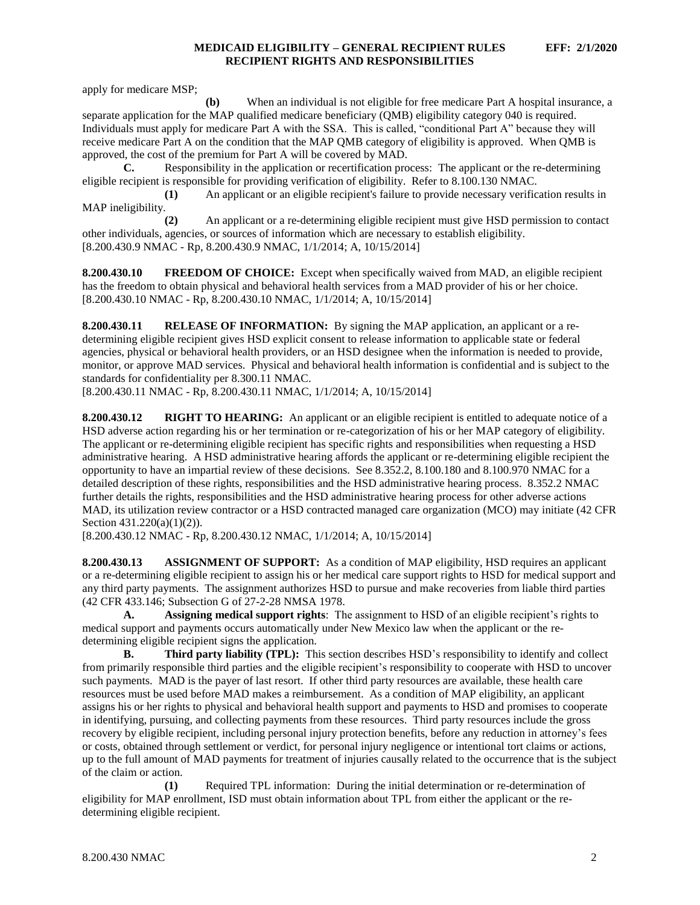apply for medicare MSP;

**(b)** When an individual is not eligible for free medicare Part A hospital insurance, a separate application for the MAP qualified medicare beneficiary (QMB) eligibility category 040 is required. Individuals must apply for medicare Part A with the SSA. This is called, "conditional Part A" because they will receive medicare Part A on the condition that the MAP QMB category of eligibility is approved. When QMB is approved, the cost of the premium for Part A will be covered by MAD.

**C.** Responsibility in the application or recertification process: The applicant or the re-determining eligible recipient is responsible for providing verification of eligibility. Refer to 8.100.130 NMAC.

**(1)** An applicant or an eligible recipient's failure to provide necessary verification results in MAP ineligibility.

**(2)** An applicant or a re-determining eligible recipient must give HSD permission to contact other individuals, agencies, or sources of information which are necessary to establish eligibility.

[8.200.430.9 NMAC - Rp, 8.200.430.9 NMAC, 1/1/2014; A, 10/15/2014]

**8.200.430.10 FREEDOM OF CHOICE:** Except when specifically waived from MAD, an eligible recipient has the freedom to obtain physical and behavioral health services from a MAD provider of his or her choice.

[8.200.430.10 NMAC - Rp, 8.200.430.10 NMAC, 1/1/2014; A, 10/15/2014]

**8.200.430.11 RELEASE OF INFORMATION:** By signing the MAP application, an applicant or a re-determining eligible recipient gives HSD explicit consent to release information to applicable state or federal agencies, physical or behavioral health providers, or an HSD designee when the information is needed to provide, monitor, or approve MAD services. Physical and behavioral health information is confidential and is subject to the standards for confidentiality per 8.300.11 NMAC.

[8.200.430.11 NMAC - Rp, 8.200.430.11 NMAC, 1/1/2014; A, 10/15/2014]

**8.200.430.12 RIGHT TO HEARING:** An applicant or an eligible recipient is entitled to adequate notice of a HSD adverse action regarding his or her termination or re-categorization of his or her MAP category of eligibility. The applicant or re-determining eligible recipient has specific rights and responsibilities when requesting a HSD administrative hearing. A HSD administrative hearing affords the applicant or re-determining eligible recipient the opportunity to have an impartial review of these decisions. See 8.352.2, 8.100.180 and 8.100.970 NMAC for a detailed description of these rights, responsibilities and the HSD administrative hearing process. 8.352.2 NMAC further details the rights, responsibilities and the HSD administrative hearing process for other adverse actions MAD, its utilization review contractor or a HSD contracted managed care organization (MCO) may initiate (42 CFR Section 431.220(a)(1)(2)).

[8.200.430.12 NMAC - Rp, 8.200.430.12 NMAC, 1/1/2014; A, 10/15/2014]

**8.200.430.13 ASSIGNMENT OF SUPPORT:** As a condition of MAP eligibility, HSD requires an applicant or a re-determining eligible recipient to assign his or her medical care support rights to HSD for medical support and any third party payments. The assignment authorizes HSD to pursue and make recoveries from liable third parties (42 CFR 433.146; Subsection G of 27-2-28 NMSA 1978.

**A. Assigning medical support rights**: The assignment to HSD of an eligible recipient's rights to medical support and payments occurs automatically under New Mexico law when the applicant or the re-determining eligible recipient signs the application.

**B. Third party liability (TPL):** This section describes HSD's responsibility to identify and collect from primarily responsible third parties and the eligible recipient's responsibility to cooperate with HSD to uncover such payments. MAD is the payer of last resort. If other third party resources are available, these health care resources must be used before MAD makes a reimbursement. As a condition of MAP eligibility, an applicant assigns his or her rights to physical and behavioral health support and payments to HSD and promises to cooperate in identifying, pursuing, and collecting payments from these resources. Third party resources include the gross recovery by eligible recipient, including personal injury protection benefits, before any reduction in attorney's fees or costs, obtained through settlement or verdict, for personal injury negligence or intentional tort claims or actions, up to the full amount of MAD payments for treatment of injuries causally related to the occurrence that is the subject of the claim or action.

**(1)** Required TPL information: During the initial determination or re-determination of eligibility for MAP enrollment, ISD must obtain information about TPL from either the applicant or the re-determining eligible recipient.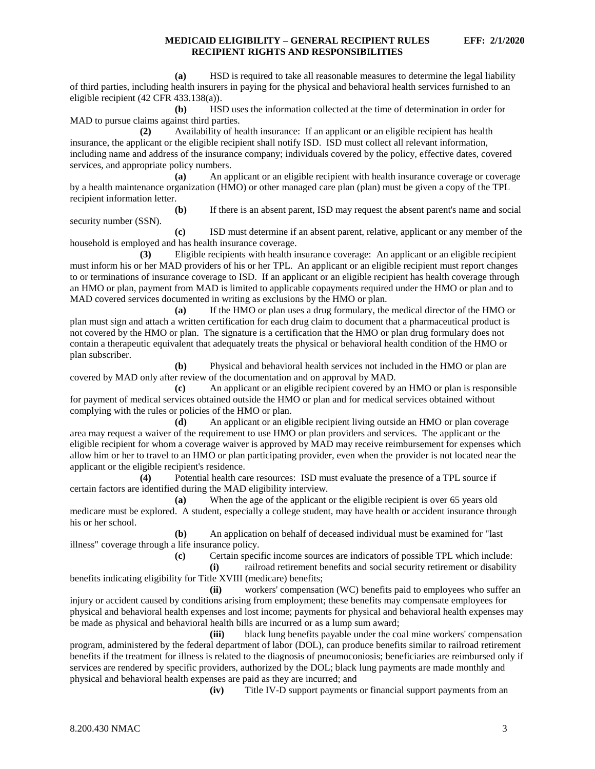**(a)** HSD is required to take all reasonable measures to determine the legal liability of third parties, including health insurers in paying for the physical and behavioral health services furnished to an eligible recipient (42 CFR 433.138(a)).

**(b)** HSD uses the information collected at the time of determination in order for MAD to pursue claims against third parties.

**(2)** Availability of health insurance: If an applicant or an eligible recipient has health insurance, the applicant or the eligible recipient shall notify ISD. ISD must collect all relevant information, including name and address of the insurance company; individuals covered by the policy, effective dates, covered services, and appropriate policy numbers.

**(a)** An applicant or an eligible recipient with health insurance coverage or coverage by a health maintenance organization (HMO) or other managed care plan (plan) must be given a copy of the TPL recipient information letter.

**(b)** If there is an absent parent, ISD may request the absent parent's name and social security number (SSN).

**(c)** ISD must determine if an absent parent, relative, applicant or any member of the household is employed and has health insurance coverage.

**(3)** Eligible recipients with health insurance coverage: An applicant or an eligible recipient must inform his or her MAD providers of his or her TPL. An applicant or an eligible recipient must report changes to or terminations of insurance coverage to ISD. If an applicant or an eligible recipient has health coverage through an HMO or plan, payment from MAD is limited to applicable copayments required under the HMO or plan and to MAD covered services documented in writing as exclusions by the HMO or plan.

**(a)** If the HMO or plan uses a drug formulary, the medical director of the HMO or plan must sign and attach a written certification for each drug claim to document that a pharmaceutical product is not covered by the HMO or plan. The signature is a certification that the HMO or plan drug formulary does not contain a therapeutic equivalent that adequately treats the physical or behavioral health condition of the HMO or plan subscriber.

**(b)** Physical and behavioral health services not included in the HMO or plan are covered by MAD only after review of the documentation and on approval by MAD.

**(c)** An applicant or an eligible recipient covered by an HMO or plan is responsible for payment of medical services obtained outside the HMO or plan and for medical services obtained without complying with the rules or policies of the HMO or plan.

**(d)** An applicant or an eligible recipient living outside an HMO or plan coverage area may request a waiver of the requirement to use HMO or plan providers and services. The applicant or the eligible recipient for whom a coverage waiver is approved by MAD may receive reimbursement for expenses which allow him or her to travel to an HMO or plan participating provider, even when the provider is not located near the applicant or the eligible recipient's residence.

**(4)** Potential health care resources: ISD must evaluate the presence of a TPL source if certain factors are identified during the MAD eligibility interview.

**(a)** When the age of the applicant or the eligible recipient is over 65 years old medicare must be explored. A student, especially a college student, may have health or accident insurance through his or her school.

**(b)** An application on behalf of deceased individual must be examined for "last illness" coverage through a life insurance policy.

**(c)** Certain specific income sources are indicators of possible TPL which include:

**(i)** railroad retirement benefits and social security retirement or disability benefits indicating eligibility for Title XVIII (medicare) benefits;

**(ii)** workers' compensation (WC) benefits paid to employees who suffer an injury or accident caused by conditions arising from employment; these benefits may compensate employees for physical and behavioral health expenses and lost income; payments for physical and behavioral health expenses may be made as physical and behavioral health bills are incurred or as a lump sum award;

**(iii)** black lung benefits payable under the coal mine workers' compensation program, administered by the federal department of labor (DOL), can produce benefits similar to railroad retirement benefits if the treatment for illness is related to the diagnosis of pneumoconiosis; beneficiaries are reimbursed only if services are rendered by specific providers, authorized by the DOL; black lung payments are made monthly and physical and behavioral health expenses are paid as they are incurred; and

**(iv)** Title IV-D support payments or financial support payments from an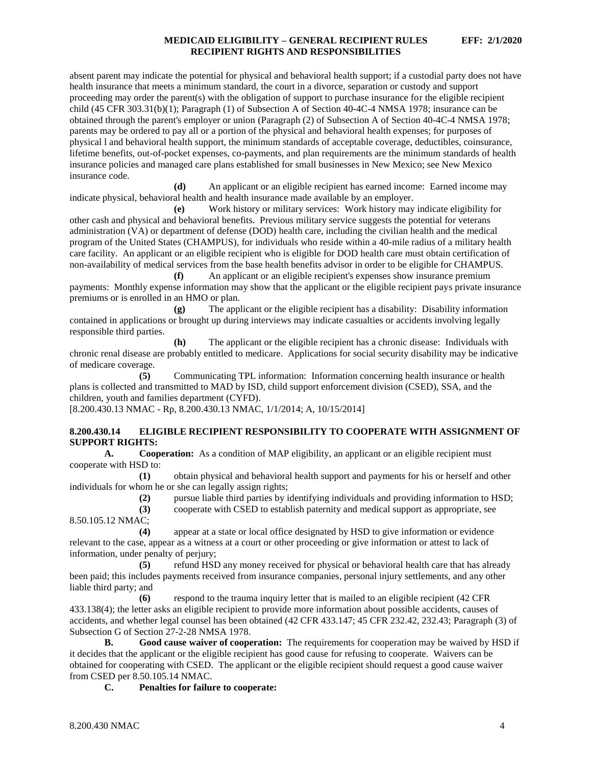absent parent may indicate the potential for physical and behavioral health support; if a custodial party does not have health insurance that meets a minimum standard, the court in a divorce, separation or custody and support proceeding may order the parent(s) with the obligation of support to purchase insurance for the eligible recipient child (45 CFR 303.31(b)(1); Paragraph (1) of Subsection A of Section 40-4C-4 NMSA 1978; insurance can be obtained through the parent's employer or union (Paragraph (2) of Subsection A of Section 40-4C-4 NMSA 1978; parents may be ordered to pay all or a portion of the physical and behavioral health expenses; for purposes of physical l and behavioral health support, the minimum standards of acceptable coverage, deductibles, coinsurance, lifetime benefits, out-of-pocket expenses, co-payments, and plan requirements are the minimum standards of health insurance policies and managed care plans established for small businesses in New Mexico; see New Mexico insurance code.

**(d)** An applicant or an eligible recipient has earned income: Earned income may indicate physical, behavioral health and health insurance made available by an employer.

**(e)** Work history or military services: Work history may indicate eligibility for other cash and physical and behavioral benefits. Previous military service suggests the potential for veterans administration (VA) or department of defense (DOD) health care, including the civilian health and the medical program of the United States (CHAMPUS), for individuals who reside within a 40-mile radius of a military health care facility. An applicant or an eligible recipient who is eligible for DOD health care must obtain certification of non-availability of medical services from the base health benefits advisor in order to be eligible for CHAMPUS.

**(f)** An applicant or an eligible recipient's expenses show insurance premium payments: Monthly expense information may show that the applicant or the eligible recipient pays private insurance premiums or is enrolled in an HMO or plan.

**(g)** The applicant or the eligible recipient has a disability: Disability information contained in applications or brought up during interviews may indicate casualties or accidents involving legally responsible third parties.

**(h)** The applicant or the eligible recipient has a chronic disease: Individuals with chronic renal disease are probably entitled to medicare. Applications for social security disability may be indicative of medicare coverage.

**(5)** Communicating TPL information: Information concerning health insurance or health plans is collected and transmitted to MAD by ISD, child support enforcement division (CSED), SSA, and the children, youth and families department (CYFD).

[8.200.430.13 NMAC - Rp, 8.200.430.13 NMAC, 1/1/2014; A, 10/15/2014]

**8.200.430.14 ELIGIBLE RECIPIENT RESPONSIBILITY TO COOPERATE WITH ASSIGNMENT OF SUPPORT RIGHTS:**

**A. Cooperation:** As a condition of MAP eligibility, an applicant or an eligible recipient must cooperate with HSD to:

**(1)** obtain physical and behavioral health support and payments for his or herself and other individuals for whom he or she can legally assign rights;

**(2)** pursue liable third parties by identifying individuals and providing information to HSD;

**(3)** cooperate with CSED to establish paternity and medical support as appropriate, see 8.50.105.12 NMAC;

**(4)** appear at a state or local office designated by HSD to give information or evidence relevant to the case, appear as a witness at a court or other proceeding or give information or attest to lack of information, under penalty of perjury;

**(5)** refund HSD any money received for physical or behavioral health care that has already been paid; this includes payments received from insurance companies, personal injury settlements, and any other liable third party; and

**(6)** respond to the trauma inquiry letter that is mailed to an eligible recipient (42 CFR 433.138(4); the letter asks an eligible recipient to provide more information about possible accidents, causes of accidents, and whether legal counsel has been obtained (42 CFR 433.147; 45 CFR 232.42, 232.43; Paragraph (3) of Subsection G of Section 27-2-28 NMSA 1978.

**B. Good cause waiver of cooperation:** The requirements for cooperation may be waived by HSD if it decides that the applicant or the eligible recipient has good cause for refusing to cooperate. Waivers can be obtained for cooperating with CSED. The applicant or the eligible recipient should request a good cause waiver from CSED per 8.50.105.14 NMAC.

**C. Penalties for failure to cooperate:**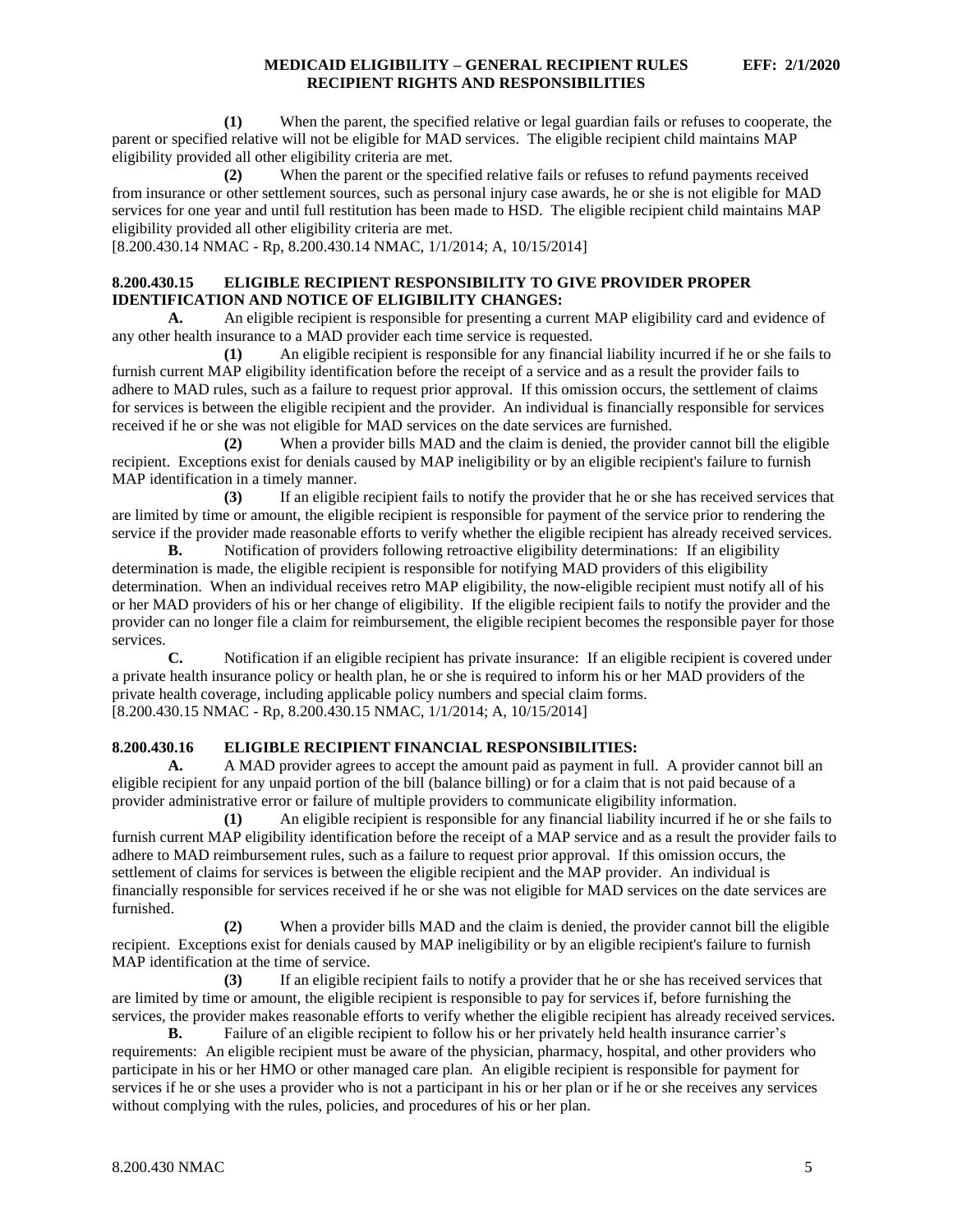**(1)** When the parent, the specified relative or legal guardian fails or refuses to cooperate, the parent or specified relative will not be eligible for MAD services. The eligible recipient child maintains MAP eligibility provided all other eligibility criteria are met.

**(2)** When the parent or the specified relative fails or refuses to refund payments received from insurance or other settlement sources, such as personal injury case awards, he or she is not eligible for MAD services for one year and until full restitution has been made to HSD. The eligible recipient child maintains MAP eligibility provided all other eligibility criteria are met.

[8.200.430.14 NMAC - Rp, 8.200.430.14 NMAC, 1/1/2014; A, 10/15/2014]

## 8.200.430.15 ELIGIBLE RECIPIENT RESPONSIBILITY TO GIVE PROVIDER PROPER IDENTIFICATION AND NOTICE OF ELIGIBILITY CHANGES:

**A.** An eligible recipient is responsible for presenting a current MAP eligibility card and evidence of any other health insurance to a MAD provider each time service is requested.

**(1)** An eligible recipient is responsible for any financial liability incurred if he or she fails to furnish current MAP eligibility identification before the receipt of a service and as a result the provider fails to adhere to MAD rules, such as a failure to request prior approval. If this omission occurs, the settlement of claims for services is between the eligible recipient and the provider. An individual is financially responsible for services received if he or she was not eligible for MAD services on the date services are furnished.

**(2)** When a provider bills MAD and the claim is denied, the provider cannot bill the eligible recipient. Exceptions exist for denials caused by MAP ineligibility or by an eligible recipient's failure to furnish MAP identification in a timely manner.

**(3)** If an eligible recipient fails to notify the provider that he or she has received services that are limited by time or amount, the eligible recipient is responsible for payment of the service prior to rendering the service if the provider made reasonable efforts to verify whether the eligible recipient has already received services.

**B.** Notification of providers following retroactive eligibility determinations: If an eligibility determination is made, the eligible recipient is responsible for notifying MAD providers of this eligibility determination. When an individual receives retro MAP eligibility, the now-eligible recipient must notify all of his or her MAD providers of his or her change of eligibility. If the eligible recipient fails to notify the provider and the provider can no longer file a claim for reimbursement, the eligible recipient becomes the responsible payer for those services.

**C.** Notification if an eligible recipient has private insurance: If an eligible recipient is covered under a private health insurance policy or health plan, he or she is required to inform his or her MAD providers of the private health coverage, including applicable policy numbers and special claim forms.

[8.200.430.15 NMAC - Rp, 8.200.430.15 NMAC, 1/1/2014; A, 10/15/2014]

## 8.200.430.16 ELIGIBLE RECIPIENT FINANCIAL RESPONSIBILITIES:

**A.** A MAD provider agrees to accept the amount paid as payment in full. A provider cannot bill an eligible recipient for any unpaid portion of the bill (balance billing) or for a claim that is not paid because of a provider administrative error or failure of multiple providers to communicate eligibility information.

**(1)** An eligible recipient is responsible for any financial liability incurred if he or she fails to furnish current MAP eligibility identification before the receipt of a MAP service and as a result the provider fails to adhere to MAD reimbursement rules, such as a failure to request prior approval. If this omission occurs, the settlement of claims for services is between the eligible recipient and the MAP provider. An individual is financially responsible for services received if he or she was not eligible for MAD services on the date services are furnished.

**(2)** When a provider bills MAD and the claim is denied, the provider cannot bill the eligible recipient. Exceptions exist for denials caused by MAP ineligibility or by an eligible recipient's failure to furnish MAP identification at the time of service.

**(3)** If an eligible recipient fails to notify a provider that he or she has received services that are limited by time or amount, the eligible recipient is responsible to pay for services if, before furnishing the services, the provider makes reasonable efforts to verify whether the eligible recipient has already received services.

**B.** Failure of an eligible recipient to follow his or her privately held health insurance carrier's requirements: An eligible recipient must be aware of the physician, pharmacy, hospital, and other providers who participate in his or her HMO or other managed care plan. An eligible recipient is responsible for payment for services if he or she uses a provider who is not a participant in his or her plan or if he or she receives any services without complying with the rules, policies, and procedures of his or her plan.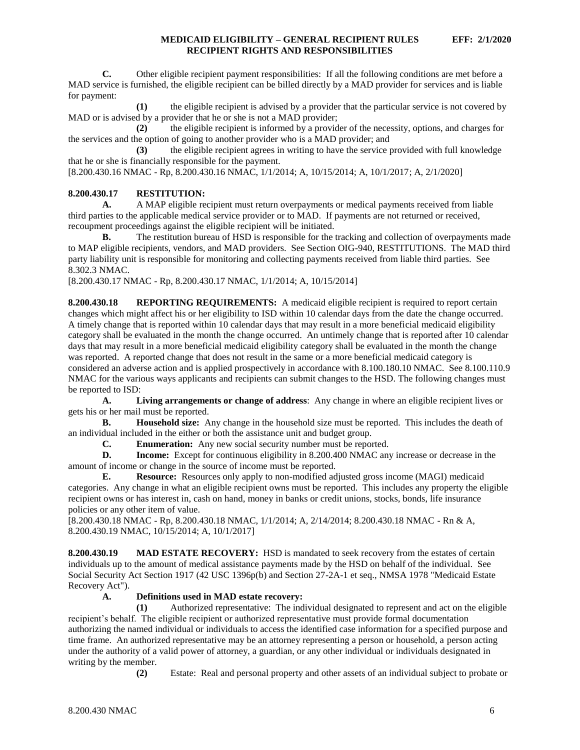**C.** Other eligible recipient payment responsibilities: If all the following conditions are met before a MAD service is furnished, the eligible recipient can be billed directly by a MAD provider for services and is liable for payment:

**(1)** the eligible recipient is advised by a provider that the particular service is not covered by MAD or is advised by a provider that he or she is not a MAD provider;

**(2)** the eligible recipient is informed by a provider of the necessity, options, and charges for the services and the option of going to another provider who is a MAD provider; and

**(3)** the eligible recipient agrees in writing to have the service provided with full knowledge that he or she is financially responsible for the payment.

[8.200.430.16 NMAC - Rp, 8.200.430.16 NMAC, 1/1/2014; A, 10/15/2014; A, 10/1/2017; A, 2/1/2020]

**8.200.430.17 RESTITUTION:**

**A.** A MAP eligible recipient must return overpayments or medical payments received from liable third parties to the applicable medical service provider or to MAD. If payments are not returned or received, recoupment proceedings against the eligible recipient will be initiated.

**B.** The restitution bureau of HSD is responsible for the tracking and collection of overpayments made to MAP eligible recipients, vendors, and MAD providers. See Section OIG-940, RESTITUTIONS. The MAD third party liability unit is responsible for monitoring and collecting payments received from liable third parties. See 8.302.3 NMAC.

[8.200.430.17 NMAC - Rp, 8.200.430.17 NMAC, 1/1/2014; A, 10/15/2014]

**8.200.430.18 REPORTING REQUIREMENTS:** A medicaid eligible recipient is required to report certain changes which might affect his or her eligibility to ISD within 10 calendar days from the date the change occurred. A timely change that is reported within 10 calendar days that may result in a more beneficial medicaid eligibility category shall be evaluated in the month the change occurred. An untimely change that is reported after 10 calendar days that may result in a more beneficial medicaid eligibility category shall be evaluated in the month the change was reported. A reported change that does not result in the same or a more beneficial medicaid category is considered an adverse action and is applied prospectively in accordance with 8.100.180.10 NMAC. See 8.100.110.9 NMAC for the various ways applicants and recipients can submit changes to the HSD. The following changes must be reported to ISD:

**A. Living arrangements or change of address**: Any change in where an eligible recipient lives or gets his or her mail must be reported.

**B. Household size:** Any change in the household size must be reported. This includes the death of an individual included in the either or both the assistance unit and budget group.

**C. Enumeration:** Any new social security number must be reported.

**D. Income:** Except for continuous eligibility in 8.200.400 NMAC any increase or decrease in the amount of income or change in the source of income must be reported.

**E. Resource:** Resources only apply to non-modified adjusted gross income (MAGI) medicaid categories. Any change in what an eligible recipient owns must be reported. This includes any property the eligible recipient owns or has interest in, cash on hand, money in banks or credit unions, stocks, bonds, life insurance policies or any other item of value.

[8.200.430.18 NMAC - Rp, 8.200.430.18 NMAC, 1/1/2014; A, 2/14/2014; 8.200.430.18 NMAC - Rn & A, 8.200.430.19 NMAC, 10/15/2014; A, 10/1/2017]

**8.200.430.19 MAD ESTATE RECOVERY:** HSD is mandated to seek recovery from the estates of certain individuals up to the amount of medical assistance payments made by the HSD on behalf of the individual. See Social Security Act Section 1917 (42 USC 1396p(b) and Section 27-2A-1 et seq., NMSA 1978 "Medicaid Estate Recovery Act").

**A. Definitions used in MAD estate recovery:**

**(1)** Authorized representative: The individual designated to represent and act on the eligible recipient's behalf. The eligible recipient or authorized representative must provide formal documentation authorizing the named individual or individuals to access the identified case information for a specified purpose and time frame. An authorized representative may be an attorney representing a person or household, a person acting under the authority of a valid power of attorney, a guardian, or any other individual or individuals designated in writing by the member.

**(2)** Estate: Real and personal property and other assets of an individual subject to probate or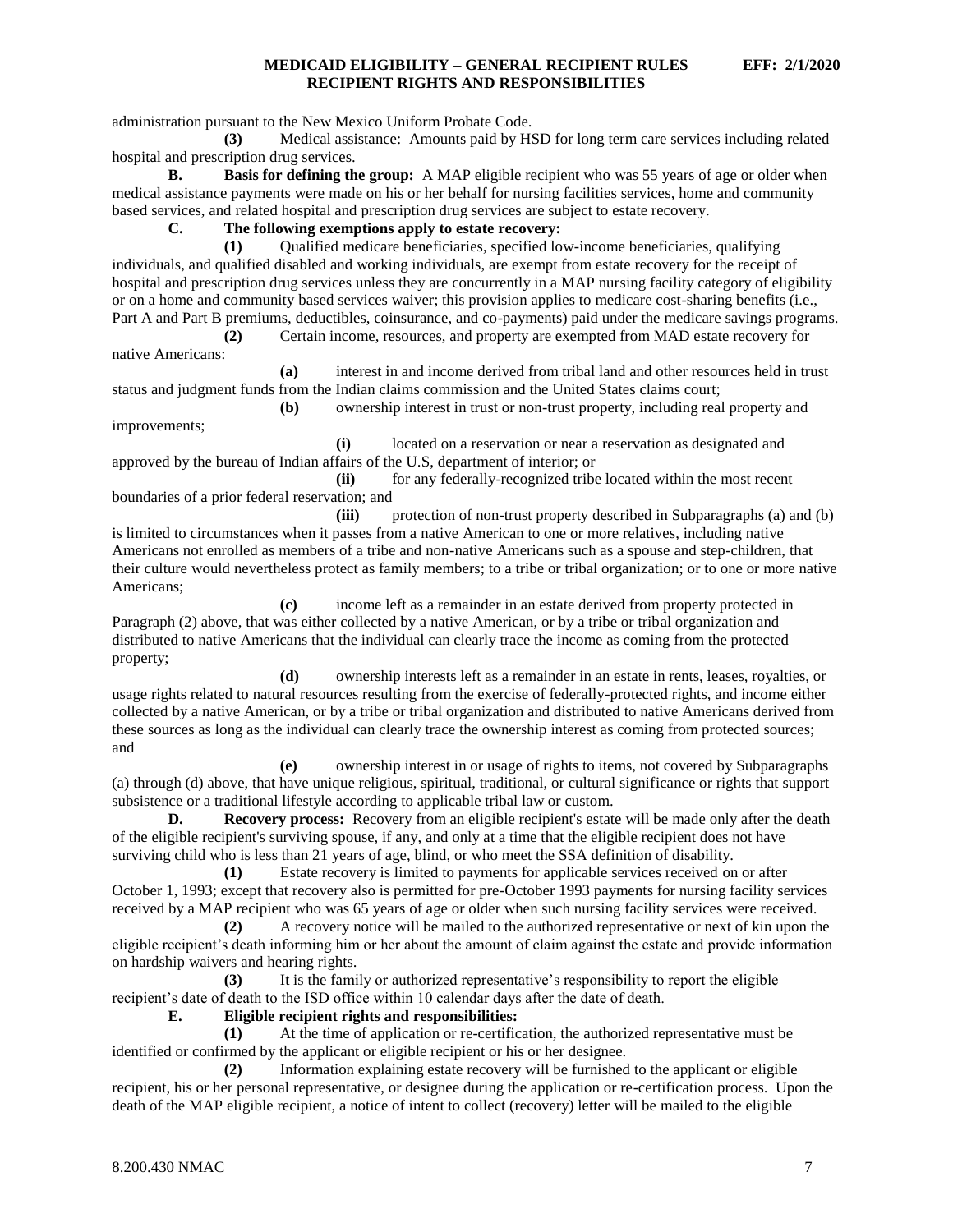administration pursuant to the New Mexico Uniform Probate Code.

**(3)** Medical assistance: Amounts paid by HSD for long term care services including related hospital and prescription drug services.

**B. Basis for defining the group:** A MAP eligible recipient who was 55 years of age or older when medical assistance payments were made on his or her behalf for nursing facilities services, home and community based services, and related hospital and prescription drug services are subject to estate recovery.

**C. The following exemptions apply to estate recovery:**

**(1)** Qualified medicare beneficiaries, specified low-income beneficiaries, qualifying individuals, and qualified disabled and working individuals, are exempt from estate recovery for the receipt of hospital and prescription drug services unless they are concurrently in a MAP nursing facility category of eligibility or on a home and community based services waiver; this provision applies to medicare cost-sharing benefits (i.e., Part A and Part B premiums, deductibles, coinsurance, and co-payments) paid under the medicare savings programs.

**(2)** Certain income, resources, and property are exempted from MAD estate recovery for native Americans:

**(a)** interest in and income derived from tribal land and other resources held in trust status and judgment funds from the Indian claims commission and the United States claims court;

**(b)** ownership interest in trust or non-trust property, including real property and improvements;

**(i)** located on a reservation or near a reservation as designated and approved by the bureau of Indian affairs of the U.S, department of interior; or

**(ii)** for any federally-recognized tribe located within the most recent boundaries of a prior federal reservation; and

**(iii)** protection of non-trust property described in Subparagraphs (a) and (b) is limited to circumstances when it passes from a native American to one or more relatives, including native Americans not enrolled as members of a tribe and non-native Americans such as a spouse and step-children, that their culture would nevertheless protect as family members; to a tribe or tribal organization; or to one or more native Americans;

**(c)** income left as a remainder in an estate derived from property protected in Paragraph (2) above, that was either collected by a native American, or by a tribe or tribal organization and distributed to native Americans that the individual can clearly trace the income as coming from the protected property;

**(d)** ownership interests left as a remainder in an estate in rents, leases, royalties, or usage rights related to natural resources resulting from the exercise of federally-protected rights, and income either collected by a native American, or by a tribe or tribal organization and distributed to native Americans derived from these sources as long as the individual can clearly trace the ownership interest as coming from protected sources; and

**(e)** ownership interest in or usage of rights to items, not covered by Subparagraphs (a) through (d) above, that have unique religious, spiritual, traditional, or cultural significance or rights that support subsistence or a traditional lifestyle according to applicable tribal law or custom.

**D. Recovery process:** Recovery from an eligible recipient's estate will be made only after the death of the eligible recipient's surviving spouse, if any, and only at a time that the eligible recipient does not have surviving child who is less than 21 years of age, blind, or who meet the SSA definition of disability.

**(1)** Estate recovery is limited to payments for applicable services received on or after October 1, 1993; except that recovery also is permitted for pre-October 1993 payments for nursing facility services received by a MAP recipient who was 65 years of age or older when such nursing facility services were received.

**(2)** A recovery notice will be mailed to the authorized representative or next of kin upon the eligible recipient's death informing him or her about the amount of claim against the estate and provide information on hardship waivers and hearing rights.

**(3)** It is the family or authorized representative's responsibility to report the eligible recipient's date of death to the ISD office within 10 calendar days after the date of death.

**E. Eligible recipient rights and responsibilities:**

**(1)** At the time of application or re-certification, the authorized representative must be identified or confirmed by the applicant or eligible recipient or his or her designee.

**(2)** Information explaining estate recovery will be furnished to the applicant or eligible recipient, his or her personal representative, or designee during the application or re-certification process. Upon the death of the MAP eligible recipient, a notice of intent to collect (recovery) letter will be mailed to the eligible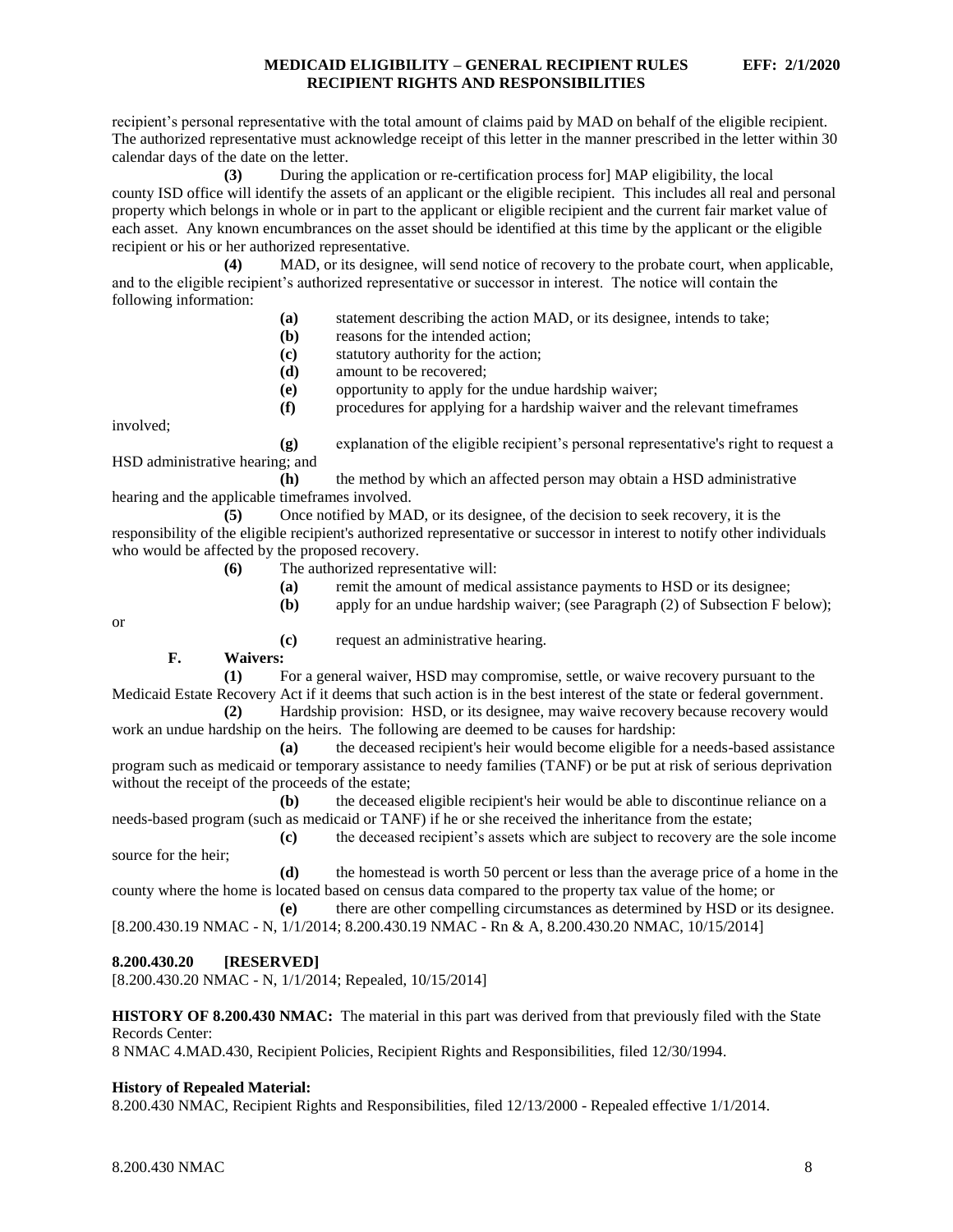recipient's personal representative with the total amount of claims paid by MAD on behalf of the eligible recipient. The authorized representative must acknowledge receipt of this letter in the manner prescribed in the letter within 30 calendar days of the date on the letter.

**(3)** During the application or re-certification process for] MAP eligibility, the local county ISD office will identify the assets of an applicant or the eligible recipient. This includes all real and personal property which belongs in whole or in part to the applicant or eligible recipient and the current fair market value of each asset. Any known encumbrances on the asset should be identified at this time by the applicant or the eligible recipient or his or her authorized representative.

**(4)** MAD, or its designee, will send notice of recovery to the probate court, when applicable, and to the eligible recipient's authorized representative or successor in interest. The notice will contain the following information:

**(a)** statement describing the action MAD, or its designee, intends to take;

**(b)** reasons for the intended action;

**(c)** statutory authority for the action;

**(d)** amount to be recovered;

**(e)** opportunity to apply for the undue hardship waiver;

**(f)** procedures for applying for a hardship waiver and the relevant timeframes involved;

**(g)** explanation of the eligible recipient's personal representative's right to request a HSD administrative hearing; and

**(h)** the method by which an affected person may obtain a HSD administrative hearing and the applicable timeframes involved.

**(5)** Once notified by MAD, or its designee, of the decision to seek recovery, it is the responsibility of the eligible recipient's authorized representative or successor in interest to notify other individuals who would be affected by the proposed recovery.

**(6)** The authorized representative will:

**(a)** remit the amount of medical assistance payments to HSD or its designee;

**(b)** apply for an undue hardship waiver; (see Paragraph (2) of Subsection F below); or

**(c)** request an administrative hearing.

**F. Waivers:**

**(1)** For a general waiver, HSD may compromise, settle, or waive recovery pursuant to the Medicaid Estate Recovery Act if it deems that such action is in the best interest of the state or federal government.

**(2)** Hardship provision: HSD, or its designee, may waive recovery because recovery would work an undue hardship on the heirs. The following are deemed to be causes for hardship:

**(a)** the deceased recipient's heir would become eligible for a needs-based assistance program such as medicaid or temporary assistance to needy families (TANF) or be put at risk of serious deprivation without the receipt of the proceeds of the estate;

**(b)** the deceased eligible recipient's heir would be able to discontinue reliance on a needs-based program (such as medicaid or TANF) if he or she received the inheritance from the estate;

**(c)** the deceased recipient's assets which are subject to recovery are the sole income source for the heir;

**(d)** the homestead is worth 50 percent or less than the average price of a home in the county where the home is located based on census data compared to the property tax value of the home; or

**(e)** there are other compelling circumstances as determined by HSD or its designee.

[8.200.430.19 NMAC - N, 1/1/2014; 8.200.430.19 NMAC - Rn & A, 8.200.430.20 NMAC, 10/15/2014]

**8.200.430.20 [RESERVED]**

[8.200.430.20 NMAC - N, 1/1/2014; Repealed, 10/15/2014]

**HISTORY OF 8.200.430 NMAC:** The material in this part was derived from that previously filed with the State Records Center:

8 NMAC 4.MAD.430, Recipient Policies, Recipient Rights and Responsibilities, filed 12/30/1994.

**History of Repealed Material:**

8.200.430 NMAC, Recipient Rights and Responsibilities, filed 12/13/2000 - Repealed effective 1/1/2014.